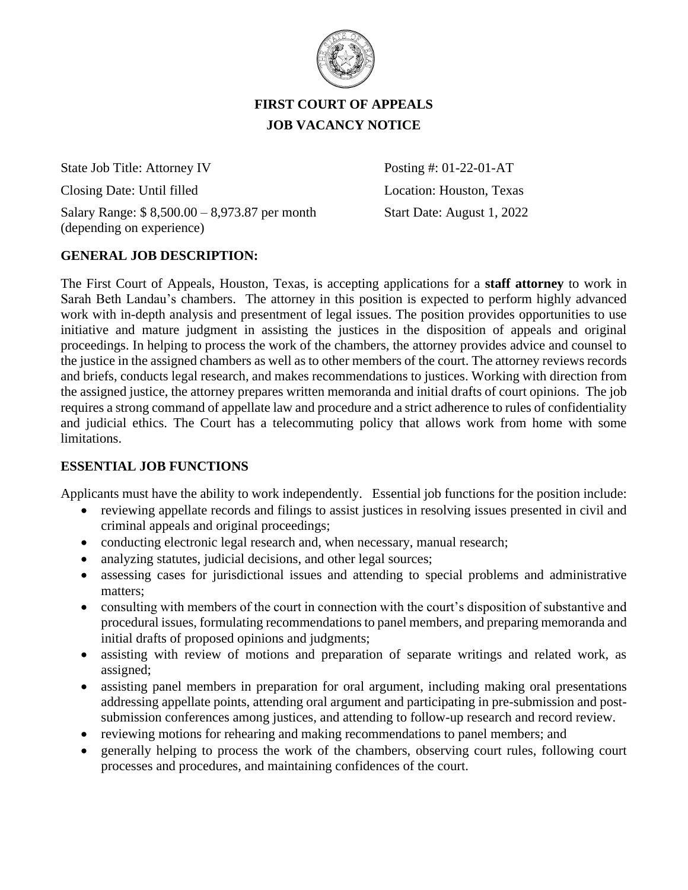**FIRST COURT OF APPEALS**

**JOB VACANCY NOTICE**

State Job Title: Attorney IV

Posting #: 01-22-01-AT

Closing Date: Until filled

Location: Houston, Texas

Salary Range: $ 8,500.00 – 8,973.87 per month (depending on experience)

Start Date: August 1, 2022

## GENERAL JOB DESCRIPTION:

The First Court of Appeals, Houston, Texas, is accepting applications for a **staff attorney** to work in Sarah Beth Landau's chambers. The attorney in this position is expected to perform highly advanced work with in-depth analysis and presentment of legal issues. The position provides opportunities to use initiative and mature judgment in assisting the justices in the disposition of appeals and original proceedings. In helping to process the work of the chambers, the attorney provides advice and counsel to the justice in the assigned chambers as well as to other members of the court. The attorney reviews records and briefs, conducts legal research, and makes recommendations to justices. Working with direction from the assigned justice, the attorney prepares written memoranda and initial drafts of court opinions. The job requires a strong command of appellate law and procedure and a strict adherence to rules of confidentiality and judicial ethics. The Court has a telecommuting policy that allows work from home with some limitations.

## ESSENTIAL JOB FUNCTIONS

Applicants must have the ability to work independently. Essential job functions for the position include:

- reviewing appellate records and filings to assist justices in resolving issues presented in civil and criminal appeals and original proceedings;
- conducting electronic legal research and, when necessary, manual research;
- analyzing statutes, judicial decisions, and other legal sources;
- assessing cases for jurisdictional issues and attending to special problems and administrative matters;
- consulting with members of the court in connection with the court's disposition of substantive and procedural issues, formulating recommendations to panel members, and preparing memoranda and initial drafts of proposed opinions and judgments;
- assisting with review of motions and preparation of separate writings and related work, as assigned;
- assisting panel members in preparation for oral argument, including making oral presentations addressing appellate points, attending oral argument and participating in pre-submission and post-submission conferences among justices, and attending to follow-up research and record review.
- reviewing motions for rehearing and making recommendations to panel members; and
- generally helping to process the work of the chambers, observing court rules, following court processes and procedures, and maintaining confidences of the court.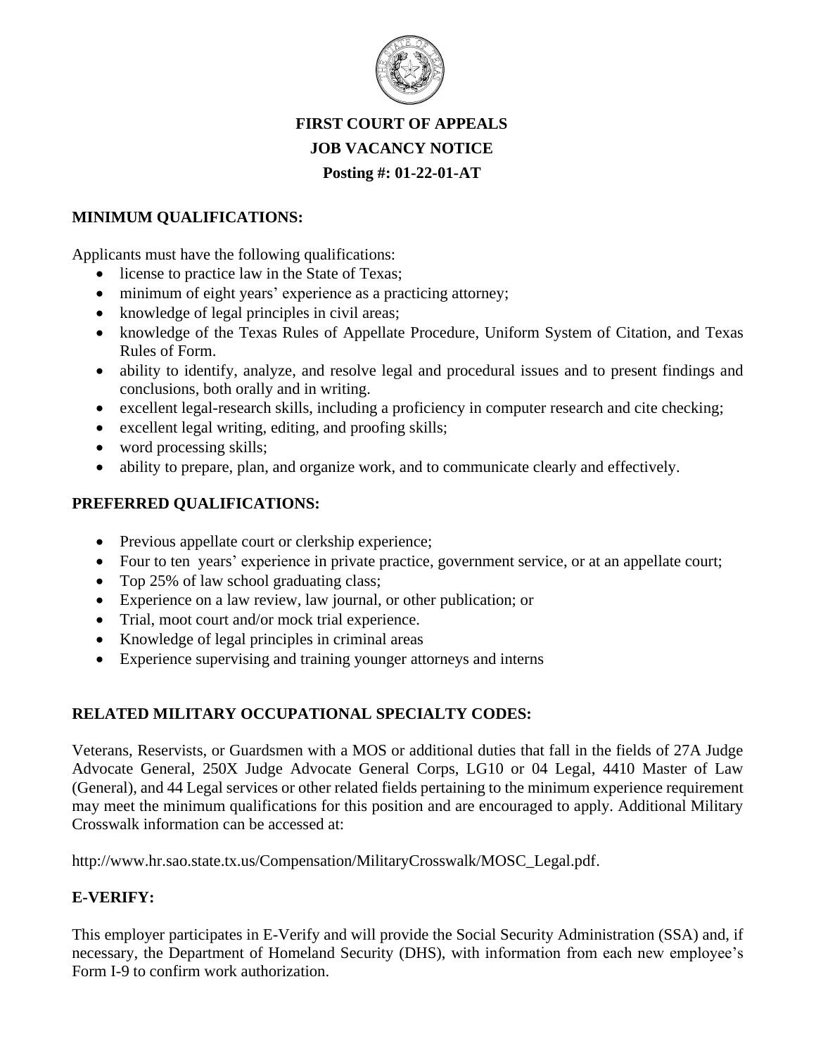**FIRST COURT OF APPEALS**

**JOB VACANCY NOTICE**

**Posting #: 01-22-01-AT**

## MINIMUM QUALIFICATIONS:

Applicants must have the following qualifications:

- license to practice law in the State of Texas;
- minimum of eight years' experience as a practicing attorney;
- knowledge of legal principles in civil areas;
- knowledge of the Texas Rules of Appellate Procedure, Uniform System of Citation, and Texas Rules of Form.
- ability to identify, analyze, and resolve legal and procedural issues and to present findings and conclusions, both orally and in writing.
- excellent legal-research skills, including a proficiency in computer research and cite checking;
- excellent legal writing, editing, and proofing skills;
- word processing skills;
- ability to prepare, plan, and organize work, and to communicate clearly and effectively.

## PREFERRED QUALIFICATIONS:

- Previous appellate court or clerkship experience;
- Four to ten years' experience in private practice, government service, or at an appellate court;
- Top 25% of law school graduating class;
- Experience on a law review, law journal, or other publication; or
- Trial, moot court and/or mock trial experience.
- Knowledge of legal principles in criminal areas
- Experience supervising and training younger attorneys and interns

## RELATED MILITARY OCCUPATIONAL SPECIALTY CODES:

Veterans, Reservists, or Guardsmen with a MOS or additional duties that fall in the fields of 27A Judge Advocate General, 250X Judge Advocate General Corps, LG10 or 04 Legal, 4410 Master of Law (General), and 44 Legal services or other related fields pertaining to the minimum experience requirement may meet the minimum qualifications for this position and are encouraged to apply. Additional Military Crosswalk information can be accessed at:

http://www.hr.sao.state.tx.us/Compensation/MilitaryCrosswalk/MOSC_Legal.pdf.

## E-VERIFY:

This employer participates in E-Verify and will provide the Social Security Administration (SSA) and, if necessary, the Department of Homeland Security (DHS), with information from each new employee's Form I-9 to confirm work authorization.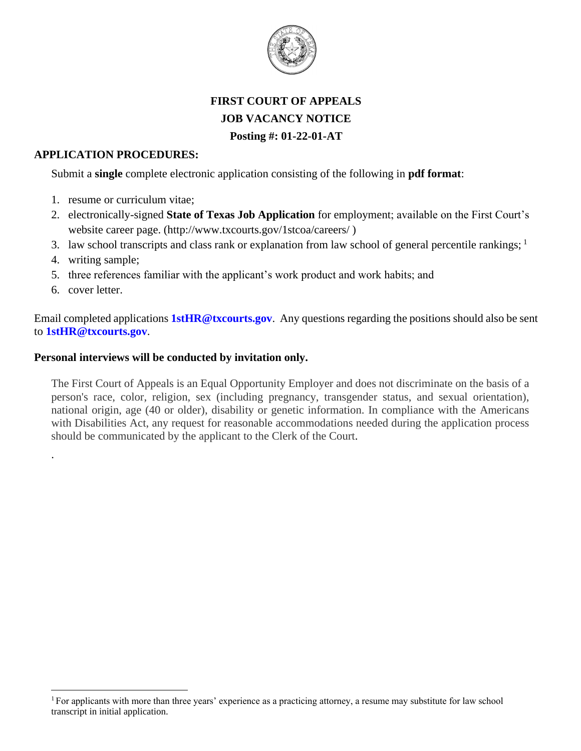**FIRST COURT OF APPEALS**

**JOB VACANCY NOTICE**

**Posting #: 01-22-01-AT**

## APPLICATION PROCEDURES:

Submit a **single** complete electronic application consisting of the following in **pdf format**:

1. resume or curriculum vitae;
2. electronically-signed **State of Texas Job Application** for employment; available on the First Court's website career page. (http://www.txcourts.gov/1stcoa/careers/ )
3. law school transcripts and class rank or explanation from law school of general percentile rankings; [1]
4. writing sample;
5. three references familiar with the applicant's work product and work habits; and
6. cover letter.

Email completed applications **1stHR@txcourts.gov**. Any questions regarding the positions should also be sent to **1stHR@txcourts.gov**.

**Personal interviews will be conducted by invitation only.**

The First Court of Appeals is an Equal Opportunity Employer and does not discriminate on the basis of a person's race, color, religion, sex (including pregnancy, transgender status, and sexual orientation), national origin, age (40 or older), disability or genetic information. In compliance with the Americans with Disabilities Act, any request for reasonable accommodations needed during the application process should be communicated by the applicant to the Clerk of the Court.

.

---

[1] For applicants with more than three years' experience as a practicing attorney, a resume may substitute for law school transcript in initial application.